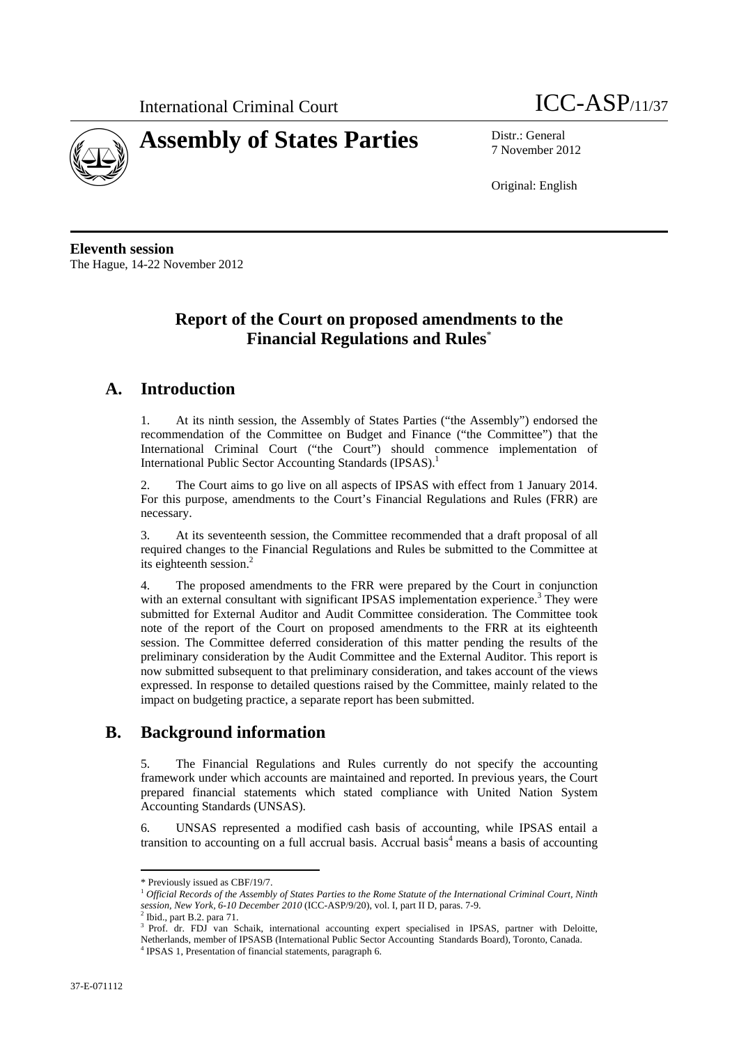International Criminal Court

# ICC-ASP/11/37

# Assembly of States Parties

Distr.: General
7 November 2012

Original: English

**Eleventh session**
The Hague, 14-22 November 2012

## Report of the Court on proposed amendments to the Financial Regulations and Rules*

## A. Introduction

1. At its ninth session, the Assembly of States Parties ("the Assembly") endorsed the recommendation of the Committee on Budget and Finance ("the Committee") that the International Criminal Court ("the Court") should commence implementation of International Public Sector Accounting Standards (IPSAS).[1]

2. The Court aims to go live on all aspects of IPSAS with effect from 1 January 2014. For this purpose, amendments to the Court's Financial Regulations and Rules (FRR) are necessary.

3. At its seventeenth session, the Committee recommended that a draft proposal of all required changes to the Financial Regulations and Rules be submitted to the Committee at its eighteenth session.[2]

4. The proposed amendments to the FRR were prepared by the Court in conjunction with an external consultant with significant IPSAS implementation experience.[3] They were submitted for External Auditor and Audit Committee consideration. The Committee took note of the report of the Court on proposed amendments to the FRR at its eighteenth session. The Committee deferred consideration of this matter pending the results of the preliminary consideration by the Audit Committee and the External Auditor. This report is now submitted subsequent to that preliminary consideration, and takes account of the views expressed. In response to detailed questions raised by the Committee, mainly related to the impact on budgeting practice, a separate report has been submitted.

## B. Background information

5. The Financial Regulations and Rules currently do not specify the accounting framework under which accounts are maintained and reported. In previous years, the Court prepared financial statements which stated compliance with United Nation System Accounting Standards (UNSAS).

6. UNSAS represented a modified cash basis of accounting, while IPSAS entail a transition to accounting on a full accrual basis. Accrual basis[4] means a basis of accounting

---

\* Previously issued as CBF/19/7.

[1] *Official Records of the Assembly of States Parties to the Rome Statute of the International Criminal Court, Ninth session, New York, 6-10 December 2010* (ICC-ASP/9/20), vol. I, part II D, paras. 7-9.

[2] Ibid., part B.2. para 71.

[3] Prof. dr. FDJ van Schaik, international accounting expert specialised in IPSAS, partner with Deloitte, Netherlands, member of IPSASB (International Public Sector Accounting Standards Board), Toronto, Canada.

[4] IPSAS 1, Presentation of financial statements, paragraph 6.

37-E-071112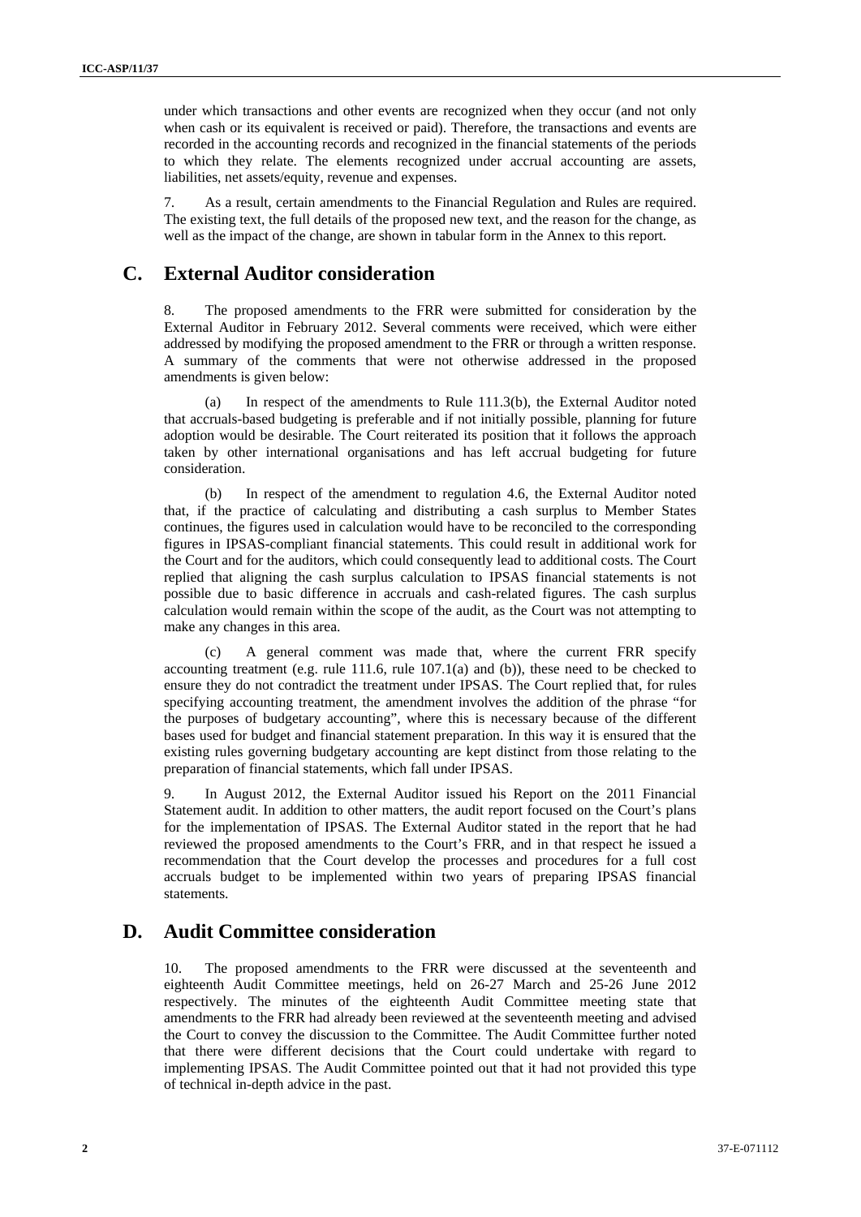under which transactions and other events are recognized when they occur (and not only when cash or its equivalent is received or paid). Therefore, the transactions and events are recorded in the accounting records and recognized in the financial statements of the periods to which they relate. The elements recognized under accrual accounting are assets, liabilities, net assets/equity, revenue and expenses.

7. As a result, certain amendments to the Financial Regulation and Rules are required. The existing text, the full details of the proposed new text, and the reason for the change, as well as the impact of the change, are shown in tabular form in the Annex to this report.

## C. External Auditor consideration

8. The proposed amendments to the FRR were submitted for consideration by the External Auditor in February 2012. Several comments were received, which were either addressed by modifying the proposed amendment to the FRR or through a written response. A summary of the comments that were not otherwise addressed in the proposed amendments is given below:

(a) In respect of the amendments to Rule 111.3(b), the External Auditor noted that accruals-based budgeting is preferable and if not initially possible, planning for future adoption would be desirable. The Court reiterated its position that it follows the approach taken by other international organisations and has left accrual budgeting for future consideration.

(b) In respect of the amendment to regulation 4.6, the External Auditor noted that, if the practice of calculating and distributing a cash surplus to Member States continues, the figures used in calculation would have to be reconciled to the corresponding figures in IPSAS-compliant financial statements. This could result in additional work for the Court and for the auditors, which could consequently lead to additional costs. The Court replied that aligning the cash surplus calculation to IPSAS financial statements is not possible due to basic difference in accruals and cash-related figures. The cash surplus calculation would remain within the scope of the audit, as the Court was not attempting to make any changes in this area.

(c) A general comment was made that, where the current FRR specify accounting treatment (e.g. rule 111.6, rule 107.1(a) and (b)), these need to be checked to ensure they do not contradict the treatment under IPSAS. The Court replied that, for rules specifying accounting treatment, the amendment involves the addition of the phrase "for the purposes of budgetary accounting", where this is necessary because of the different bases used for budget and financial statement preparation. In this way it is ensured that the existing rules governing budgetary accounting are kept distinct from those relating to the preparation of financial statements, which fall under IPSAS.

9. In August 2012, the External Auditor issued his Report on the 2011 Financial Statement audit. In addition to other matters, the audit report focused on the Court's plans for the implementation of IPSAS. The External Auditor stated in the report that he had reviewed the proposed amendments to the Court's FRR, and in that respect he issued a recommendation that the Court develop the processes and procedures for a full cost accruals budget to be implemented within two years of preparing IPSAS financial statements.

## D. Audit Committee consideration

10. The proposed amendments to the FRR were discussed at the seventeenth and eighteenth Audit Committee meetings, held on 26-27 March and 25-26 June 2012 respectively. The minutes of the eighteenth Audit Committee meeting state that amendments to the FRR had already been reviewed at the seventeenth meeting and advised the Court to convey the discussion to the Committee. The Audit Committee further noted that there were different decisions that the Court could undertake with regard to implementing IPSAS. The Audit Committee pointed out that it had not provided this type of technical in-depth advice in the past.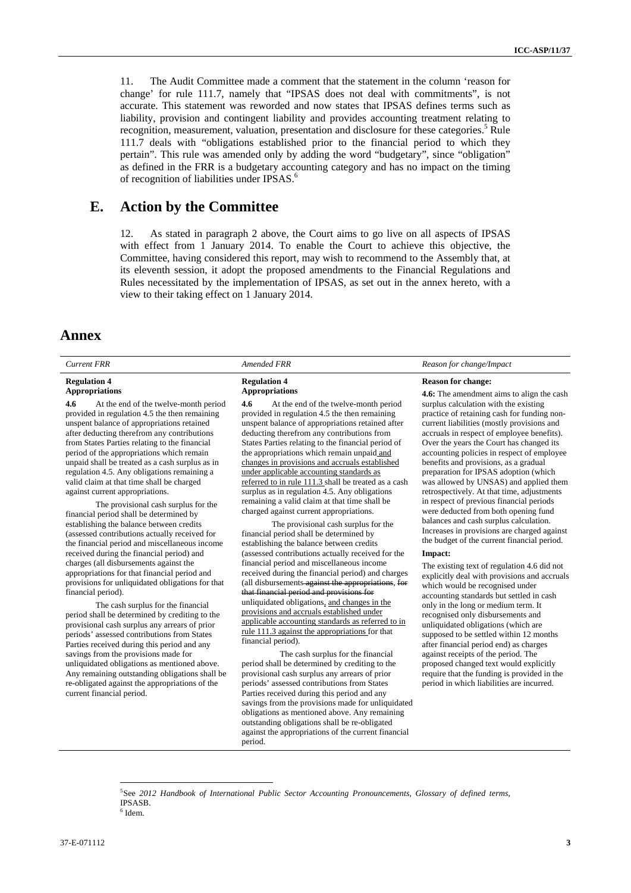11. The Audit Committee made a comment that the statement in the column 'reason for change' for rule 111.7, namely that "IPSAS does not deal with commitments", is not accurate. This statement was reworded and now states that IPSAS defines terms such as liability, provision and contingent liability and provides accounting treatment relating to recognition, measurement, valuation, presentation and disclosure for these categories.[5] Rule 111.7 deals with "obligations established prior to the financial period to which they pertain". This rule was amended only by adding the word "budgetary", since "obligation" as defined in the FRR is a budgetary accounting category and has no impact on the timing of recognition of liabilities under IPSAS.[6]

## E. Action by the Committee

12. As stated in paragraph 2 above, the Court aims to go live on all aspects of IPSAS with effect from 1 January 2014. To enable the Court to achieve this objective, the Committee, having considered this report, may wish to recommend to the Assembly that, at its eleventh session, it adopt the proposed amendments to the Financial Regulations and Rules necessitated by the implementation of IPSAS, as set out in the annex hereto, with a view to their taking effect on 1 January 2014.

# Annex

| *Current FRR* | *Amended FRR* | *Reason for change/Impact* |
|---|---|---|
| **Regulation 4**<br>**Appropriations**<br><br>**4.6** At the end of the twelve-month period provided in regulation 4.5 the then remaining unspent balance of appropriations retained after deducting therefrom any contributions from States Parties relating to the financial period of the appropriations which remain unpaid shall be treated as a cash surplus as in regulation 4.5. Any obligations remaining a valid claim at that time shall be charged against current appropriations.<br><br>The provisional cash surplus for the financial period shall be determined by establishing the balance between credits (assessed contributions actually received for the financial period and miscellaneous income received during the financial period) and charges (all disbursements against the appropriations for that financial period and provisions for unliquidated obligations for that financial period).<br><br>The cash surplus for the financial period shall be determined by crediting to the provisional cash surplus any arrears of prior periods' assessed contributions from States Parties received during this period and any savings from the provisions made for unliquidated obligations as mentioned above. Any remaining outstanding obligations shall be re-obligated against the appropriations of the current financial period. | **Regulation 4**<br>**Appropriations**<br><br>**4.6** At the end of the twelve-month period provided in regulation 4.5 the then remaining unspent balance of appropriations retained after deducting therefrom any contributions from States Parties relating to the financial period of the appropriations which remain unpaid and changes in provisions and accruals established under applicable accounting standards as referred to in rule 111.3 shall be treated as a cash surplus as in regulation 4.5. Any obligations remaining a valid claim at that time shall be charged against current appropriations.<br><br>The provisional cash surplus for the financial period shall be determined by establishing the balance between credits (assessed contributions actually received for the financial period and miscellaneous income received during the financial period) and charges (all disbursements ~~against the appropriations~~, ~~for that financial period and provisions for~~ unliquidated obligations, and changes in the provisions and accruals established under applicable accounting standards as referred to in rule 111.3 against the appropriations for that financial period).<br><br>The cash surplus for the financial period shall be determined by crediting to the provisional cash surplus any arrears of prior periods' assessed contributions from States Parties received during this period and any savings from the provisions made for unliquidated obligations as mentioned above. Any remaining outstanding obligations shall be re-obligated against the appropriations of the current financial period. | **Reason for change:**<br><br>**4.6:** The amendment aims to align the cash surplus calculation with the existing practice of retaining cash for funding non-current liabilities (mostly provisions and accruals in respect of employee benefits). Over the years the Court has changed its accounting policies in respect of employee benefits and provisions, as a gradual preparation for IPSAS adoption (which was allowed by UNSAS) and applied them retrospectively. At that time, adjustments in respect of previous financial periods were deducted from both opening fund balances and cash surplus calculation. Increases in provisions are charged against the budget of the current financial period.<br><br>**Impact:**<br><br>The existing text of regulation 4.6 did not explicitly deal with provisions and accruals which would be recognised under accounting standards but settled in cash only in the long or medium term. It recognised only disbursements and unliquidated obligations (which are supposed to be settled within 12 months after financial period end) as charges against receipts of the period. The proposed changed text would explicitly require that the funding is provided in the period in which liabilities are incurred. |

[5] See *2012 Handbook of International Public Sector Accounting Pronouncements, Glossary of defined terms*, IPSASB.

[6] Idem.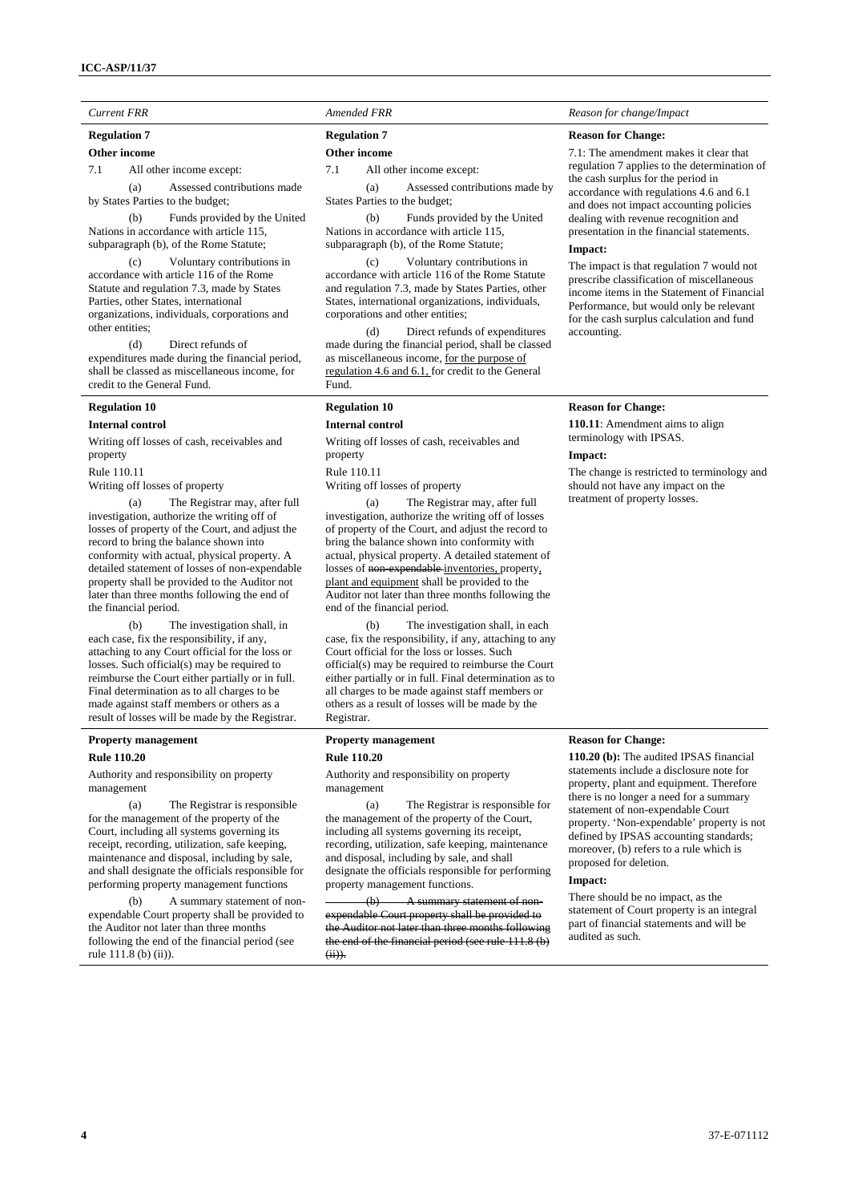| *Current FRR* | *Amended FRR* | *Reason for change/Impact* |
|---|---|---|
| **Regulation 7**<br>**Other income**<br>7.1 All other income except:<br>(a) Assessed contributions made by States Parties to the budget;<br>(b) Funds provided by the United Nations in accordance with article 115, subparagraph (b), of the Rome Statute;<br>(c) Voluntary contributions in accordance with article 116 of the Rome Statute and regulation 7.3, made by States Parties, other States, international organizations, individuals, corporations and other entities;<br>(d) Direct refunds of expenditures made during the financial period, shall be classed as miscellaneous income, for credit to the General Fund. | **Regulation 7**<br>**Other income**<br>7.1 All other income except:<br>(a) Assessed contributions made by States Parties to the budget;<br>(b) Funds provided by the United Nations in accordance with article 115, subparagraph (b), of the Rome Statute;<br>(c) Voluntary contributions in accordance with article 116 of the Rome Statute and regulation 7.3, made by States Parties, other States, international organizations, individuals, corporations and other entities;<br>(d) Direct refunds of expenditures made during the financial period, shall be classed as miscellaneous income, <u>for the purpose of regulation 4.6 and 6.1</u>, for credit to the General Fund. | **Reason for Change:**<br>7.1: The amendment makes it clear that regulation 7 applies to the determination of the cash surplus for the period in accordance with regulations 4.6 and 6.1 and does not impact accounting policies dealing with revenue recognition and presentation in the financial statements.<br>**Impact:**<br>The impact is that regulation 7 would not prescribe classification of miscellaneous income items in the Statement of Financial Performance, but would only be relevant for the cash surplus calculation and fund accounting. |
| **Regulation 10**<br>**Internal control**<br>Writing off losses of cash, receivables and property<br>Rule 110.11<br>Writing off losses of property<br>(a) The Registrar may, after full investigation, authorize the writing off of losses of property of the Court, and adjust the record to bring the balance shown into conformity with actual, physical property. A detailed statement of losses of non-expendable property shall be provided to the Auditor not later than three months following the end of the financial period.<br>(b) The investigation shall, in each case, fix the responsibility, if any, attaching to any Court official for the loss or losses. Such official(s) may be required to reimburse the Court either partially or in full. Final determination as to all charges to be made against staff members or others as a result of losses will be made by the Registrar. | **Regulation 10**<br>**Internal control**<br>Writing off losses of cash, receivables and property<br>Rule 110.11<br>Writing off losses of property<br>(a) The Registrar may, after full investigation, authorize the writing off of losses of property of the Court, and adjust the record to bring the balance shown into conformity with actual, physical property. A detailed statement of losses of ~~non-expendable~~ <u>inventories,</u> property<u>, plant and equipment</u> shall be provided to the Auditor not later than three months following the end of the financial period.<br>(b) The investigation shall, in each case, fix the responsibility, if any, attaching to any Court official for the loss or losses. Such official(s) may be required to reimburse the Court either partially or in full. Final determination as to all charges to be made against staff members or others as a result of losses will be made by the Registrar. | **Reason for Change:**<br>**110.11**: Amendment aims to align terminology with IPSAS.<br>**Impact:**<br>The change is restricted to terminology and should not have any impact on the treatment of property losses. |
| **Property management**<br>**Rule 110.20**<br>Authority and responsibility on property management<br>(a) The Registrar is responsible for the management of the property of the Court, including all systems governing its receipt, recording, utilization, safe keeping, maintenance and disposal, including by sale, and shall designate the officials responsible for performing property management functions<br>(b) A summary statement of non-expendable Court property shall be provided to the Auditor not later than three months following the end of the financial period (see rule 111.8 (b) (ii)). | **Property management**<br>**Rule 110.20**<br>Authority and responsibility on property management<br>(a) The Registrar is responsible for the management of the property of the Court, including all systems governing its receipt, recording, utilization, safe keeping, maintenance and disposal, including by sale, and shall designate the officials responsible for performing property management functions.<br>~~(b) A summary statement of non-expendable Court property shall be provided to the Auditor not later than three months following the end of the financial period (see rule 111.8 (b) (ii)).~~ | **Reason for Change:**<br>**110.20 (b):** The audited IPSAS financial statements include a disclosure note for property, plant and equipment. Therefore there is no longer a need for a summary statement of non-expendable Court property. 'Non-expendable' property is not defined by IPSAS accounting standards; moreover, (b) refers to a rule which is proposed for deletion.<br>**Impact:**<br>There should be no impact, as the statement of Court property is an integral part of financial statements and will be audited as such. |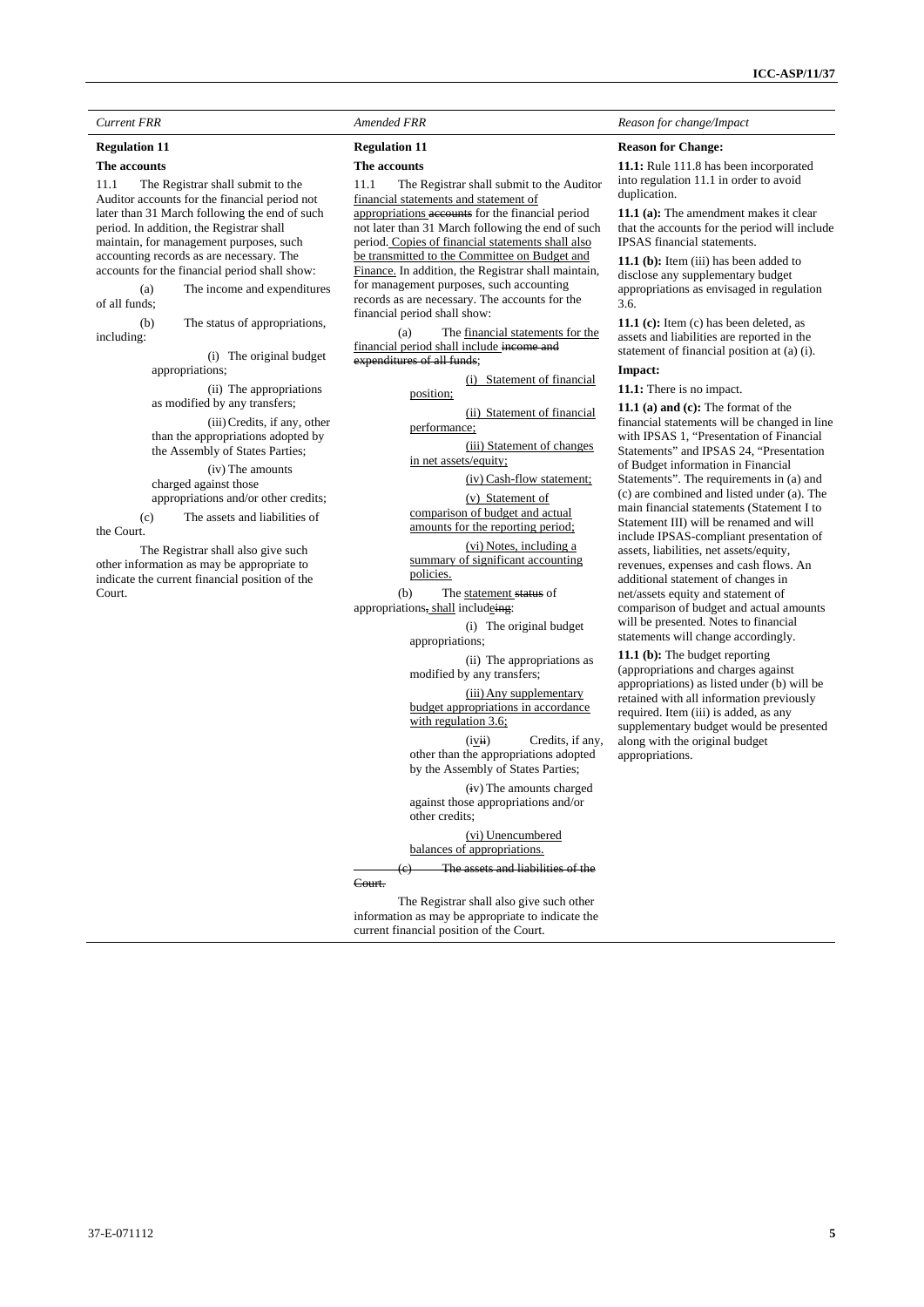| *Current FRR* | *Amended FRR* | *Reason for change/Impact* |
|---|---|---|
| **Regulation 11**<br>**The accounts**<br>11.1 The Registrar shall submit to the Auditor accounts for the financial period not later than 31 March following the end of such period. In addition, the Registrar shall maintain, for management purposes, such accounting records as are necessary. The accounts for the financial period shall show:<br>(a) The income and expenditures of all funds;<br>(b) The status of appropriations, including:<br>(i) The original budget appropriations;<br>(ii) The appropriations as modified by any transfers;<br>(iii) Credits, if any, other than the appropriations adopted by the Assembly of States Parties;<br>(iv) The amounts charged against those appropriations and/or other credits;<br>(c) The assets and liabilities of the Court.<br>The Registrar shall also give such other information as may be appropriate to indicate the current financial position of the Court. | **Regulation 11**<br>**The accounts**<br>11.1 The Registrar shall submit to the Auditor financial statements and statement of appropriations ~~accounts~~ for the financial period not later than 31 March following the end of such period. Copies of financial statements shall also be transmitted to the Committee on Budget and Finance. In addition, the Registrar shall maintain, for management purposes, such accounting records as are necessary. The accounts for the financial period shall show:<br>(a) The financial statements for the financial period shall include ~~income and expenditures of all funds~~:<br>(i) Statement of financial position;<br>(ii) Statement of financial performance;<br>(iii) Statement of changes in net assets/equity;<br>(iv) Cash-flow statement;<br>(v) Statement of comparison of budget and actual amounts for the reporting period;<br>(vi) Notes, including a summary of significant accounting policies.<br>(b) The statement ~~status~~ of appropriations~~,~~ shall include~~ing~~:<br>(i) The original budget appropriations;<br>(ii) The appropriations as modified by any transfers;<br>(iii) Any supplementary budget appropriations in accordance with regulation 3.6;<br>(iv~~ii~~) Credits, if any, other than the appropriations adopted by the Assembly of States Parties;<br>(~~i~~v) The amounts charged against those appropriations and/or other credits;<br>(vi) Unencumbered balances of appropriations.<br>~~(c) The assets and liabilities of the Court.~~<br>The Registrar shall also give such other information as may be appropriate to indicate the current financial position of the Court. | **Reason for Change:**<br>**11.1:** Rule 111.8 has been incorporated into regulation 11.1 in order to avoid duplication.<br>**11.1 (a):** The amendment makes it clear that the accounts for the period will include IPSAS financial statements.<br>**11.1 (b):** Item (iii) has been added to disclose any supplementary budget appropriations as envisaged in regulation 3.6.<br>**11.1 (c):** Item (c) has been deleted, as assets and liabilities are reported in the statement of financial position at (a) (i).<br>**Impact:**<br>**11.1:** There is no impact.<br>**11.1 (a) and (c):** The format of the financial statements will be changed in line with IPSAS 1, "Presentation of Financial Statements" and IPSAS 24, "Presentation of Budget information in Financial Statements". The requirements in (a) and (c) are combined and listed under (a). The main financial statements (Statement I to Statement III) will be renamed and will include IPSAS-compliant presentation of assets, liabilities, net assets/equity, revenues, expenses and cash flows. An additional statement of changes in net/assets equity and statement of comparison of budget and actual amounts will be presented. Notes to financial statements will change accordingly.<br>**11.1 (b):** The budget reporting (appropriations and charges against appropriations) as listed under (b) will be retained with all information previously required. Item (iii) is added, as any supplementary budget would be presented along with the original budget appropriations. |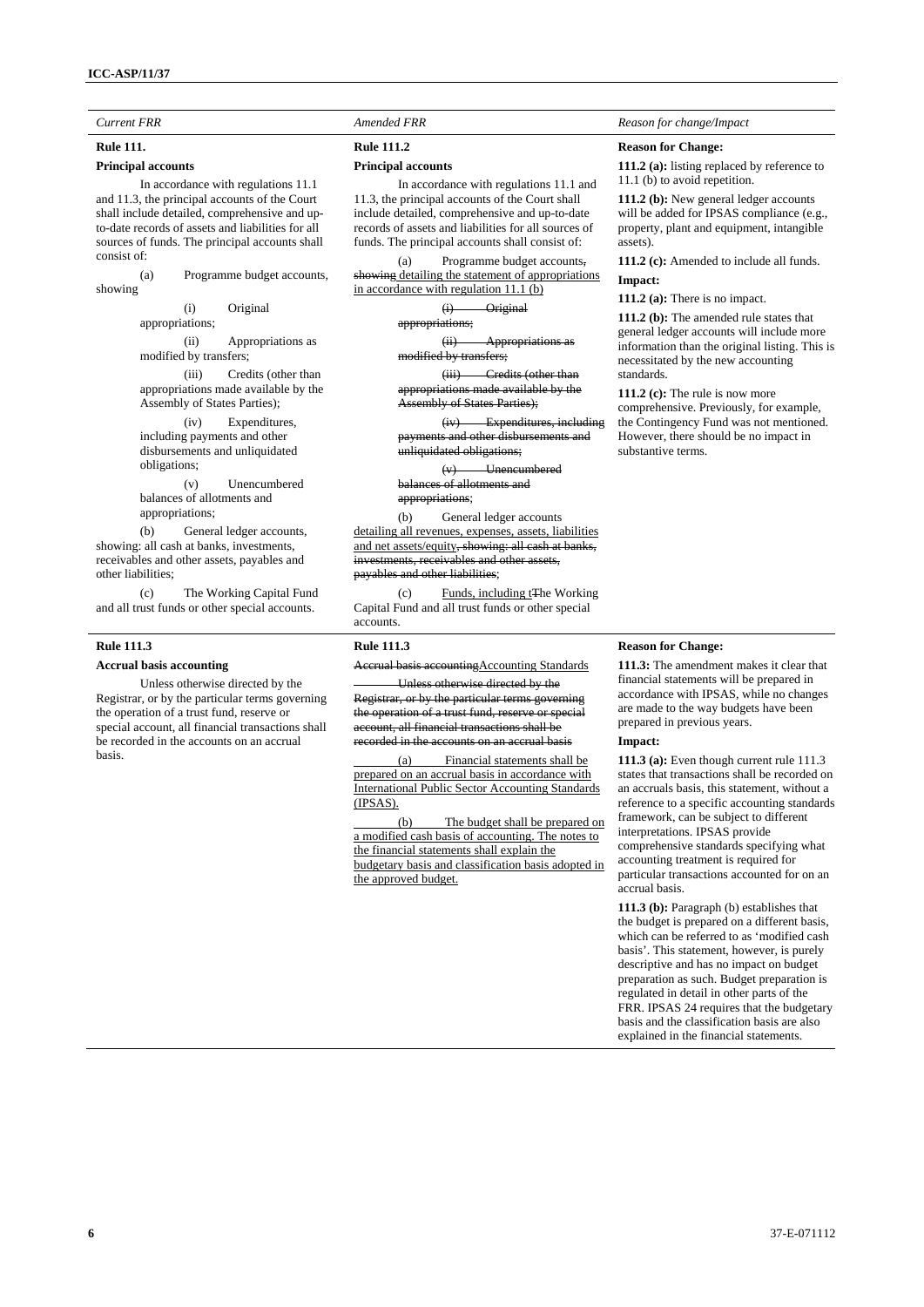| *Current FRR* | *Amended FRR* | *Reason for change/Impact* |
|---|---|---|
| **Rule 111.**<br>**Principal accounts**<br>In accordance with regulations 11.1 and 11.3, the principal accounts of the Court shall include detailed, comprehensive and up-to-date records of assets and liabilities for all sources of funds. The principal accounts shall consist of:<br>(a) Programme budget accounts, showing<br>(i) Original appropriations;<br>(ii) Appropriations as modified by transfers;<br>(iii) Credits (other than appropriations made available by the Assembly of States Parties);<br>(iv) Expenditures, including payments and other disbursements and unliquidated obligations;<br>(v) Unencumbered balances of allotments and appropriations;<br>(b) General ledger accounts, showing: all cash at banks, investments, receivables and other assets, payables and other liabilities;<br>(c) The Working Capital Fund and all trust funds or other special accounts. | **Rule 111.2**<br>**Principal accounts**<br>In accordance with regulations 11.1 and 11.3, the principal accounts of the Court shall include detailed, comprehensive and up-to-date records of assets and liabilities for all sources of funds. The principal accounts shall consist of:<br>(a) Programme budget accounts, ~~showing~~ detailing the statement of appropriations in accordance with regulation 11.1 (b)<br>~~(i) Original appropriations;~~<br>~~(ii) Appropriations as modified by transfers;~~<br>~~(iii) Credits (other than appropriations made available by the Assembly of States Parties);~~<br>~~(iv) Expenditures, including payments and other disbursements and unliquidated obligations;~~<br>~~(v) Unencumbered balances of allotments and appropriations;~~<br>(b) General ledger accounts detailing all revenues, expenses, assets, liabilities and net assets/equity~~, showing: all cash at banks, investments, receivables and other assets, payables and other liabilities~~;<br>(c) Funds, including t~~T~~he Working Capital Fund and all trust funds or other special accounts. | **Reason for Change:**<br>**111.2 (a):** listing replaced by reference to 11.1 (b) to avoid repetition.<br>**111.2 (b):** New general ledger accounts will be added for IPSAS compliance (e.g., property, plant and equipment, intangible assets).<br>**111.2 (c):** Amended to include all funds.<br>**Impact:**<br>**111.2 (a):** There is no impact.<br>**111.2 (b):** The amended rule states that general ledger accounts will include more information than the original listing. This is necessitated by the new accounting standards.<br>**111.2 (c):** The rule is now more comprehensive. Previously, for example, the Contingency Fund was not mentioned. However, there should be no impact in substantive terms. |
| **Rule 111.3**<br>**Accrual basis accounting**<br>Unless otherwise directed by the Registrar, or by the particular terms governing the operation of a trust fund, reserve or special account, all financial transactions shall be recorded in the accounts on an accrual basis. | **Rule 111.3**<br>~~Accrual basis accounting~~Accounting Standards<br>~~Unless otherwise directed by the Registrar, or by the particular terms governing the operation of a trust fund, reserve or special account, all financial transactions shall be recorded in the accounts on an accrual basis~~<br>(a) Financial statements shall be prepared on an accrual basis in accordance with International Public Sector Accounting Standards (IPSAS).<br>(b) The budget shall be prepared on a modified cash basis of accounting. The notes to the financial statements shall explain the budgetary basis and classification basis adopted in the approved budget. | **Reason for Change:**<br>**111.3:** The amendment makes it clear that financial statements will be prepared in accordance with IPSAS, while no changes are made to the way budgets have been prepared in previous years.<br>**Impact:**<br>**111.3 (a):** Even though current rule 111.3 states that transactions shall be recorded on an accruals basis, this statement, without a reference to a specific accounting standards framework, can be subject to different interpretations. IPSAS provide comprehensive standards specifying what accounting treatment is required for particular transactions accounted for on an accrual basis.<br>**111.3 (b):** Paragraph (b) establishes that the budget is prepared on a different basis, which can be referred to as 'modified cash basis'. This statement, however, is purely descriptive and has no impact on budget preparation as such. Budget preparation is regulated in detail in other parts of the FRR. IPSAS 24 requires that the budgetary basis and the classification basis are also explained in the financial statements. |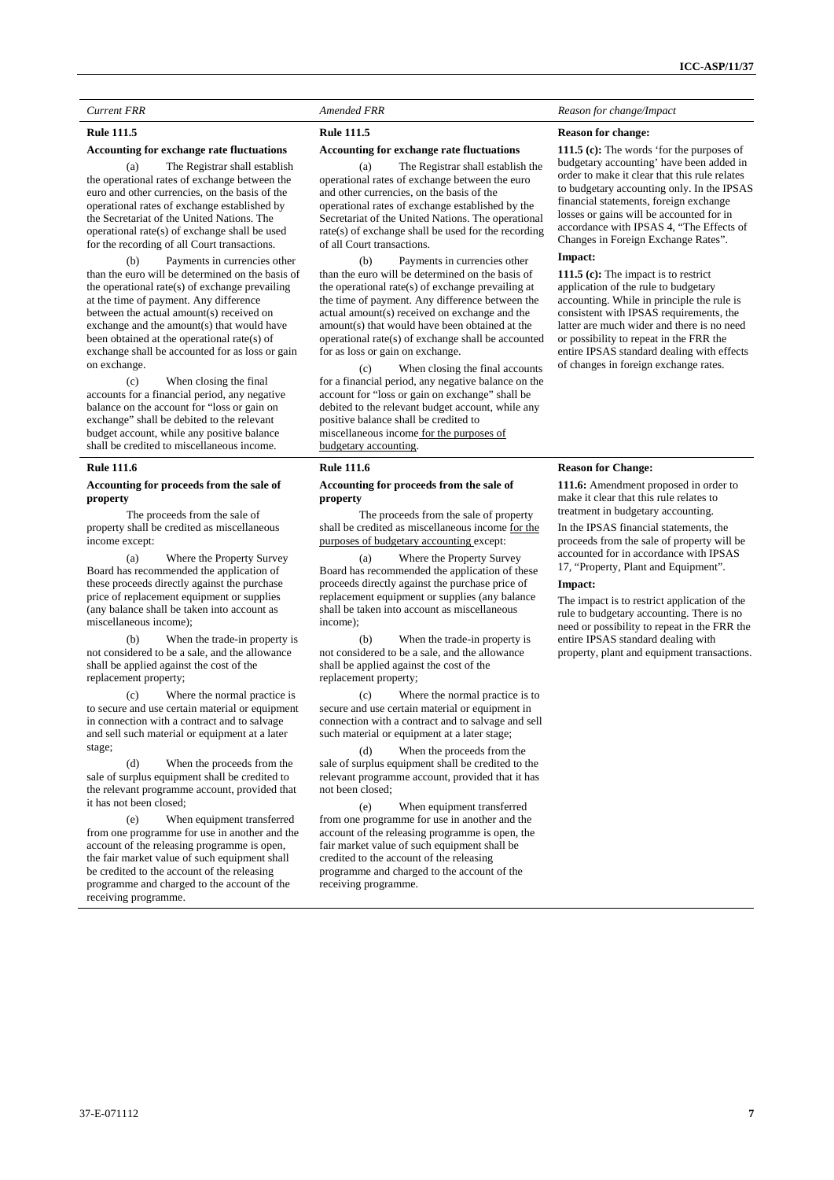| *Current FRR* | *Amended FRR* | *Reason for change/Impact* |
|---|---|---|
| **Rule 111.5**<br><br>**Accounting for exchange rate fluctuations**<br><br>(a) The Registrar shall establish the operational rates of exchange between the euro and other currencies, on the basis of the operational rates of exchange established by the Secretariat of the United Nations. The operational rate(s) of exchange shall be used for the recording of all Court transactions.<br><br>(b) Payments in currencies other than the euro will be determined on the basis of the operational rate(s) of exchange prevailing at the time of payment. Any difference between the actual amount(s) received on exchange and the amount(s) that would have been obtained at the operational rate(s) of exchange shall be accounted for as loss or gain on exchange.<br><br>(c) When closing the final accounts for a financial period, any negative balance on the account for "loss or gain on exchange" shall be debited to the relevant budget account, while any positive balance shall be credited to miscellaneous income. | **Rule 111.5**<br><br>**Accounting for exchange rate fluctuations**<br><br>(a) The Registrar shall establish the operational rates of exchange between the euro and other currencies, on the basis of the operational rates of exchange established by the Secretariat of the United Nations. The operational rate(s) of exchange shall be used for the recording of all Court transactions.<br><br>(b) Payments in currencies other than the euro will be determined on the basis of the operational rate(s) of exchange prevailing at the time of payment. Any difference between the actual amount(s) received on exchange and the amount(s) that would have been obtained at the operational rate(s) of exchange shall be accounted for as loss or gain on exchange.<br><br>(c) When closing the final accounts for a financial period, any negative balance on the account for "loss or gain on exchange" shall be debited to the relevant budget account, while any positive balance shall be credited to miscellaneous income for the purposes of budgetary accounting. | **Reason for change:**<br><br>**111.5 (c):** The words 'for the purposes of budgetary accounting' have been added in order to make it clear that this rule relates to budgetary accounting only. In the IPSAS financial statements, foreign exchange losses or gains will be accounted for in accordance with IPSAS 4, "The Effects of Changes in Foreign Exchange Rates".<br><br>**Impact:**<br><br>**111.5 (c):** The impact is to restrict application of the rule to budgetary accounting. While in principle the rule is consistent with IPSAS requirements, the latter are much wider and there is no need or possibility to repeat in the FRR the entire IPSAS standard dealing with effects of changes in foreign exchange rates. |
| **Rule 111.6**<br><br>**Accounting for proceeds from the sale of property**<br><br>The proceeds from the sale of property shall be credited as miscellaneous income except:<br><br>(a) Where the Property Survey Board has recommended the application of these proceeds directly against the purchase price of replacement equipment or supplies (any balance shall be taken into account as miscellaneous income);<br><br>(b) When the trade-in property is not considered to be a sale, and the allowance shall be applied against the cost of the replacement property;<br><br>(c) Where the normal practice is to secure and use certain material or equipment in connection with a contract and to salvage and sell such material or equipment at a later stage;<br><br>(d) When the proceeds from the sale of surplus equipment shall be credited to the relevant programme account, provided that it has not been closed;<br><br>(e) When equipment transferred from one programme for use in another and the account of the releasing programme is open, the fair market value of such equipment shall be credited to the account of the releasing programme and charged to the account of the receiving programme. | **Rule 111.6**<br><br>**Accounting for proceeds from the sale of property**<br><br>The proceeds from the sale of property shall be credited as miscellaneous income for the purposes of budgetary accounting except:<br><br>(a) Where the Property Survey Board has recommended the application of these proceeds directly against the purchase price of replacement equipment or supplies (any balance shall be taken into account as miscellaneous income);<br><br>(b) When the trade-in property is not considered to be a sale, and the allowance shall be applied against the cost of the replacement property;<br><br>(c) Where the normal practice is to secure and use certain material or equipment in connection with a contract and to salvage and sell such material or equipment at a later stage;<br><br>(d) When the proceeds from the sale of surplus equipment shall be credited to the relevant programme account, provided that it has not been closed;<br><br>(e) When equipment transferred from one programme for use in another and the account of the releasing programme is open, the fair market value of such equipment shall be credited to the account of the releasing programme and charged to the account of the receiving programme. | **Reason for Change:**<br><br>**111.6:** Amendment proposed in order to make it clear that this rule relates to treatment in budgetary accounting.<br><br>In the IPSAS financial statements, the proceeds from the sale of property will be accounted for in accordance with IPSAS 17, "Property, Plant and Equipment".<br><br>**Impact:**<br><br>The impact is to restrict application of the rule to budgetary accounting. There is no need or possibility to repeat in the FRR the entire IPSAS standard dealing with property, plant and equipment transactions. |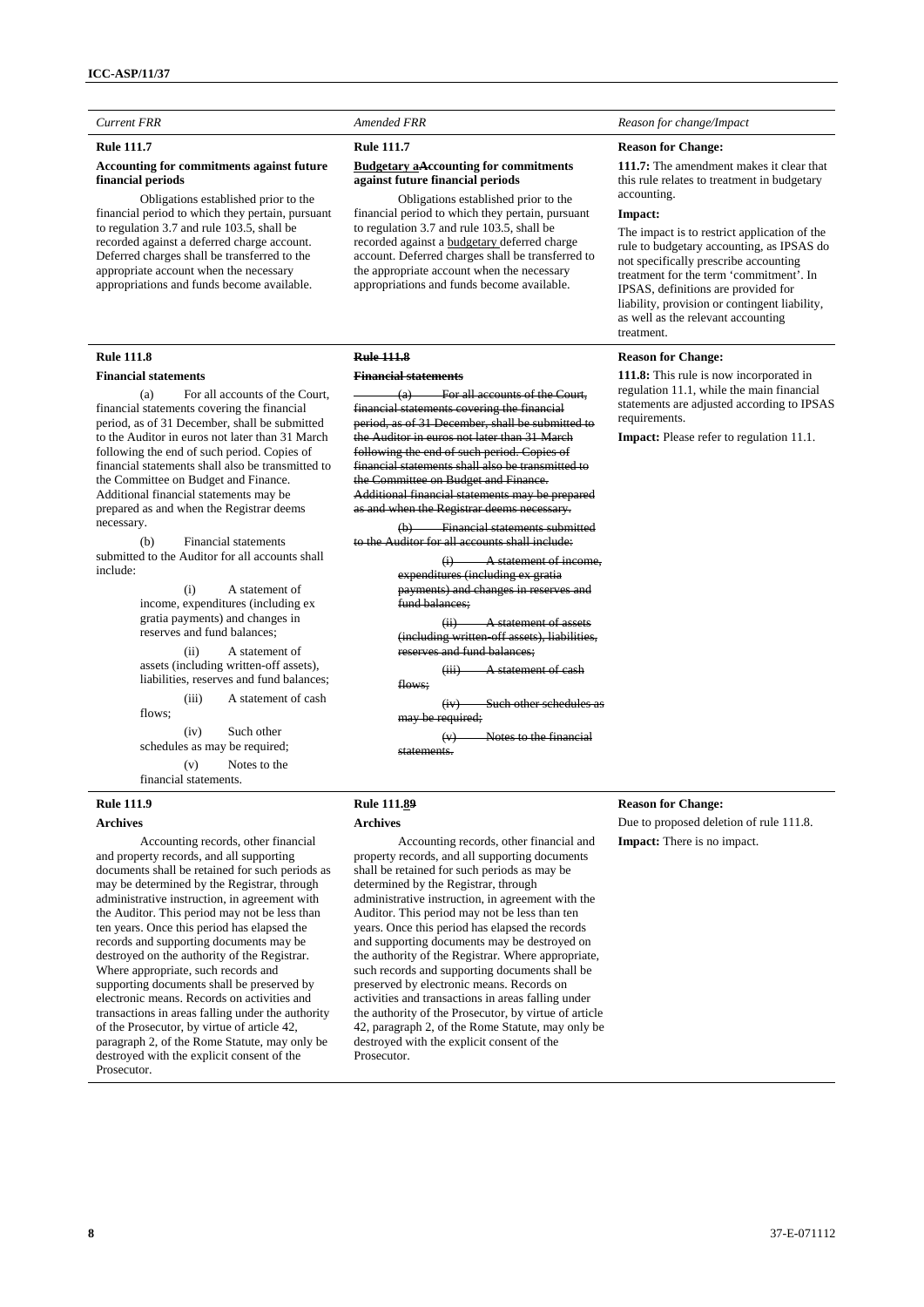| *Current FRR* | *Amended FRR* | *Reason for change/Impact* |
|---|---|---|
| **Rule 111.7**<br><br>**Accounting for commitments against future financial periods**<br><br>Obligations established prior to the financial period to which they pertain, pursuant to regulation 3.7 and rule 103.5, shall be recorded against a deferred charge account. Deferred charges shall be transferred to the appropriate account when the necessary appropriations and funds become available. | **Rule 111.7**<br><br>**<u>Budgetary a</u>~~A~~ccounting for commitments against future financial periods**<br><br>Obligations established prior to the financial period to which they pertain, pursuant to regulation 3.7 and rule 103.5, shall be recorded against a <u>budgetary</u> deferred charge account. Deferred charges shall be transferred to the appropriate account when the necessary appropriations and funds become available. | **Reason for Change:**<br><br>**111.7:** The amendment makes it clear that this rule relates to treatment in budgetary accounting.<br><br>**Impact:**<br><br>The impact is to restrict application of the rule to budgetary accounting, as IPSAS do not specifically prescribe accounting treatment for the term 'commitment'. In IPSAS, definitions are provided for liability, provision or contingent liability, as well as the relevant accounting treatment. |
| **Rule 111.8**<br><br>**Financial statements**<br><br>(a) For all accounts of the Court, financial statements covering the financial period, as of 31 December, shall be submitted to the Auditor in euros not later than 31 March following the end of such period. Copies of financial statements shall also be transmitted to the Committee on Budget and Finance. Additional financial statements may be prepared as and when the Registrar deems necessary.<br><br>(b) Financial statements submitted to the Auditor for all accounts shall include:<br><br>(i) A statement of income, expenditures (including ex gratia payments) and changes in reserves and fund balances;<br><br>(ii) A statement of assets (including written-off assets), liabilities, reserves and fund balances;<br><br>(iii) A statement of cash flows;<br><br>(iv) Such other schedules as may be required;<br><br>(v) Notes to the financial statements. | ~~**Rule 111.8**~~<br><br>~~**Financial statements**~~<br><br>~~(a) For all accounts of the Court, financial statements covering the financial period, as of 31 December, shall be submitted to the Auditor in euros not later than 31 March following the end of such period. Copies of financial statements shall also be transmitted to the Committee on Budget and Finance. Additional financial statements may be prepared as and when the Registrar deems necessary.~~<br><br>~~(b) Financial statements submitted to the Auditor for all accounts shall include:~~<br><br>~~(i) A statement of income, expenditures (including ex gratia payments) and changes in reserves and fund balances;~~<br><br>~~(ii) A statement of assets (including written-off assets), liabilities, reserves and fund balances;~~<br><br>~~(iii) A statement of cash flows;~~<br><br>~~(iv) Such other schedules as may be required;~~<br><br>~~(v) Notes to the financial statements.~~ | **Reason for Change:**<br><br>**111.8:** This rule is now incorporated in regulation 11.1, while the main financial statements are adjusted according to IPSAS requirements.<br><br>**Impact:** Please refer to regulation 11.1. |
| **Rule 111.9**<br><br>**Archives**<br><br>Accounting records, other financial and property records, and all supporting documents shall be retained for such periods as may be determined by the Registrar, through administrative instruction, in agreement with the Auditor. This period may not be less than ten years. Once this period has elapsed the records and supporting documents may be destroyed on the authority of the Registrar. Where appropriate, such records and supporting documents shall be preserved by electronic means. Records on activities and transactions in areas falling under the authority of the Prosecutor, by virtue of article 42, paragraph 2, of the Rome Statute, may only be destroyed with the explicit consent of the Prosecutor. | **Rule 111.<u>8</u>~~9~~**<br><br>**Archives**<br><br>Accounting records, other financial and property records, and all supporting documents shall be retained for such periods as may be determined by the Registrar, through administrative instruction, in agreement with the Auditor. This period may not be less than ten years. Once this period has elapsed the records and supporting documents may be destroyed on the authority of the Registrar. Where appropriate, such records and supporting documents shall be preserved by electronic means. Records on activities and transactions in areas falling under the authority of the Prosecutor, by virtue of article 42, paragraph 2, of the Rome Statute, may only be destroyed with the explicit consent of the Prosecutor. | **Reason for Change:**<br><br>Due to proposed deletion of rule 111.8.<br><br>**Impact:** There is no impact. |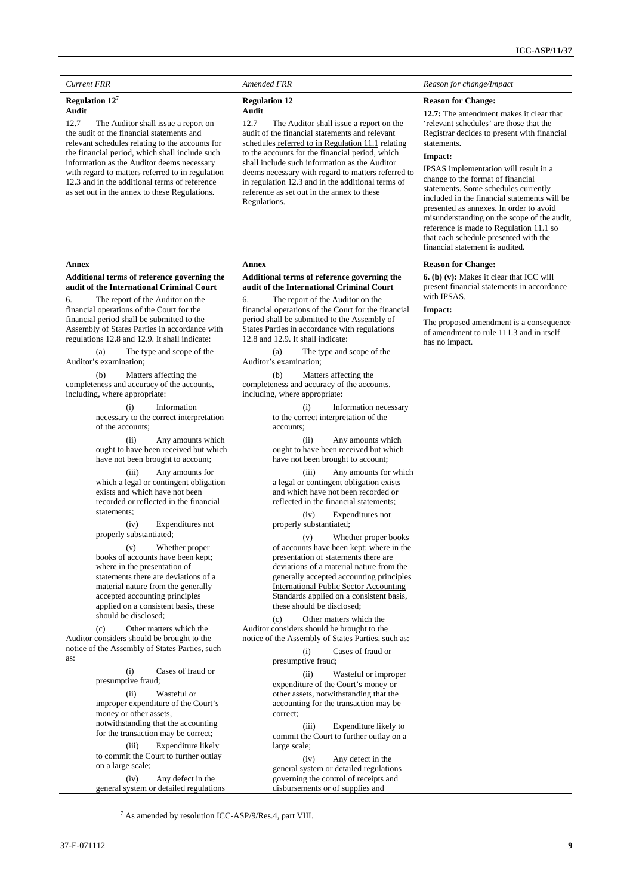| *Current FRR* | *Amended FRR* | *Reason for change/Impact* |
| --- | --- | --- |
| **Regulation 12**[7] **Audit** 12.7 The Auditor shall issue a report on the audit of the financial statements and relevant schedules relating to the accounts for the financial period, which shall include such information as the Auditor deems necessary with regard to matters referred to in regulation 12.3 and in the additional terms of reference as set out in the annex to these Regulations. | **Regulation 12** **Audit** 12.7 The Auditor shall issue a report on the audit of the financial statements and relevant schedules <u>referred to in Regulation 11.1</u> relating to the accounts for the financial period, which shall include such information as the Auditor deems necessary with regard to matters referred to in regulation 12.3 and in the additional terms of reference as set out in the annex to these Regulations. | **Reason for Change:** **12.7:** The amendment makes it clear that 'relevant schedules' are those that the Registrar decides to present with financial statements. **Impact:** IPSAS implementation will result in a change to the format of financial statements. Some schedules currently included in the financial statements will be presented as annexes. In order to avoid misunderstanding on the scope of the audit, reference is made to Regulation 11.1 so that each schedule presented with the financial statement is audited. |
| **Annex** **Additional terms of reference governing the audit of the International Criminal Court** 6. The report of the Auditor on the financial operations of the Court for the financial period shall be submitted to the Assembly of States Parties in accordance with regulations 12.8 and 12.9. It shall indicate: (a) The type and scope of the Auditor's examination; (b) Matters affecting the completeness and accuracy of the accounts, including, where appropriate: (i) Information necessary to the correct interpretation of the accounts; (ii) Any amounts which ought to have been received but which have not been brought to account; (iii) Any amounts for which a legal or contingent obligation exists and which have not been recorded or reflected in the financial statements; (iv) Expenditures not properly substantiated; (v) Whether proper books of accounts have been kept; where in the presentation of statements there are deviations of a material nature from the generally accepted accounting principles applied on a consistent basis, these should be disclosed; (c) Other matters which the Auditor considers should be brought to the notice of the Assembly of States Parties, such as: (i) Cases of fraud or presumptive fraud; (ii) Wasteful or improper expenditure of the Court's money or other assets, notwithstanding that the accounting for the transaction may be correct; (iii) Expenditure likely to commit the Court to further outlay on a large scale; (iv) Any defect in the general system or detailed regulations | **Annex** **Additional terms of reference governing the audit of the International Criminal Court** 6. The report of the Auditor on the financial operations of the Court for the financial period shall be submitted to the Assembly of States Parties in accordance with regulations 12.8 and 12.9. It shall indicate: (a) The type and scope of the Auditor's examination; (b) Matters affecting the completeness and accuracy of the accounts, including, where appropriate: (i) Information necessary to the correct interpretation of the accounts; (ii) Any amounts which ought to have been received but which have not been brought to account; (iii) Any amounts for which a legal or contingent obligation exists and which have not been recorded or reflected in the financial statements; (iv) Expenditures not properly substantiated; (v) Whether proper books of accounts have been kept; where in the presentation of statements there are deviations of a material nature from the ~~generally accepted accounting principles~~ <u>International Public Sector Accounting Standards</u> applied on a consistent basis, these should be disclosed; (c) Other matters which the Auditor considers should be brought to the notice of the Assembly of States Parties, such as: (i) Cases of fraud or presumptive fraud; (ii) Wasteful or improper expenditure of the Court's money or other assets, notwithstanding that the accounting for the transaction may be correct; (iii) Expenditure likely to commit the Court to further outlay on a large scale; (iv) Any defect in the general system or detailed regulations governing the control of receipts and disbursements or of supplies and | **Reason for Change:** **6. (b) (v):** Makes it clear that ICC will present financial statements in accordance with IPSAS. **Impact:** The proposed amendment is a consequence of amendment to rule 111.3 and in itself has no impact. |

[7] As amended by resolution ICC-ASP/9/Res.4, part VIII.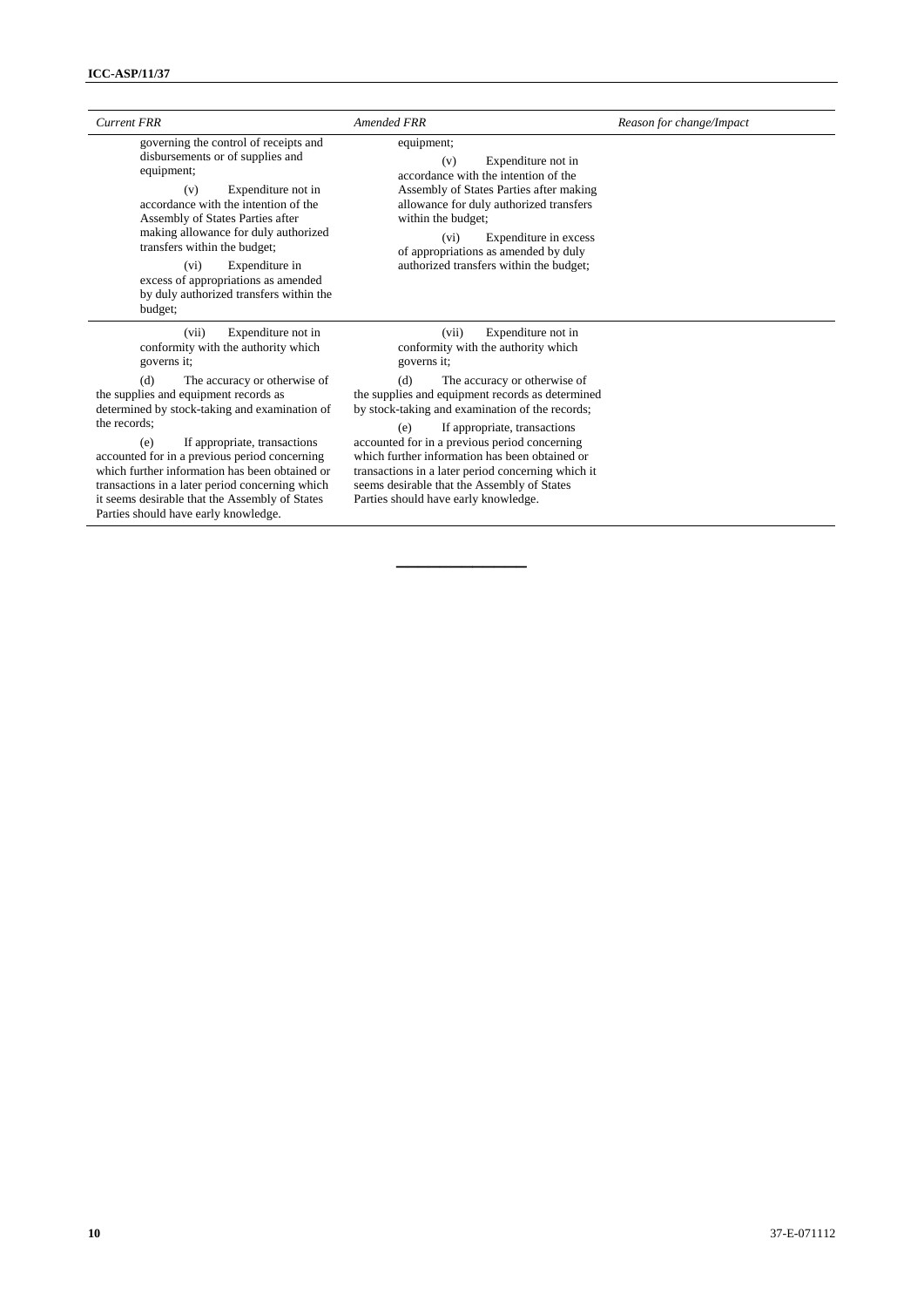| *Current FRR* | *Amended FRR* | *Reason for change/Impact* |
|---|---|---|
| governing the control of receipts and disbursements or of supplies and equipment;<br><br>(v) Expenditure not in accordance with the intention of the Assembly of States Parties after making allowance for duly authorized transfers within the budget;<br><br>(vi) Expenditure in excess of appropriations as amended by duly authorized transfers within the budget; | equipment;<br><br>(v) Expenditure not in accordance with the intention of the Assembly of States Parties after making allowance for duly authorized transfers within the budget;<br><br>(vi) Expenditure in excess of appropriations as amended by duly authorized transfers within the budget; | |
| (vii) Expenditure not in conformity with the authority which governs it;<br><br>(d) The accuracy or otherwise of the supplies and equipment records as determined by stock-taking and examination of the records;<br><br>(e) If appropriate, transactions accounted for in a previous period concerning which further information has been obtained or transactions in a later period concerning which it seems desirable that the Assembly of States Parties should have early knowledge. | (vii) Expenditure not in conformity with the authority which governs it;<br><br>(d) The accuracy or otherwise of the supplies and equipment records as determined by stock-taking and examination of the records;<br><br>(e) If appropriate, transactions accounted for in a previous period concerning which further information has been obtained or transactions in a later period concerning which it seems desirable that the Assembly of States Parties should have early knowledge. | |